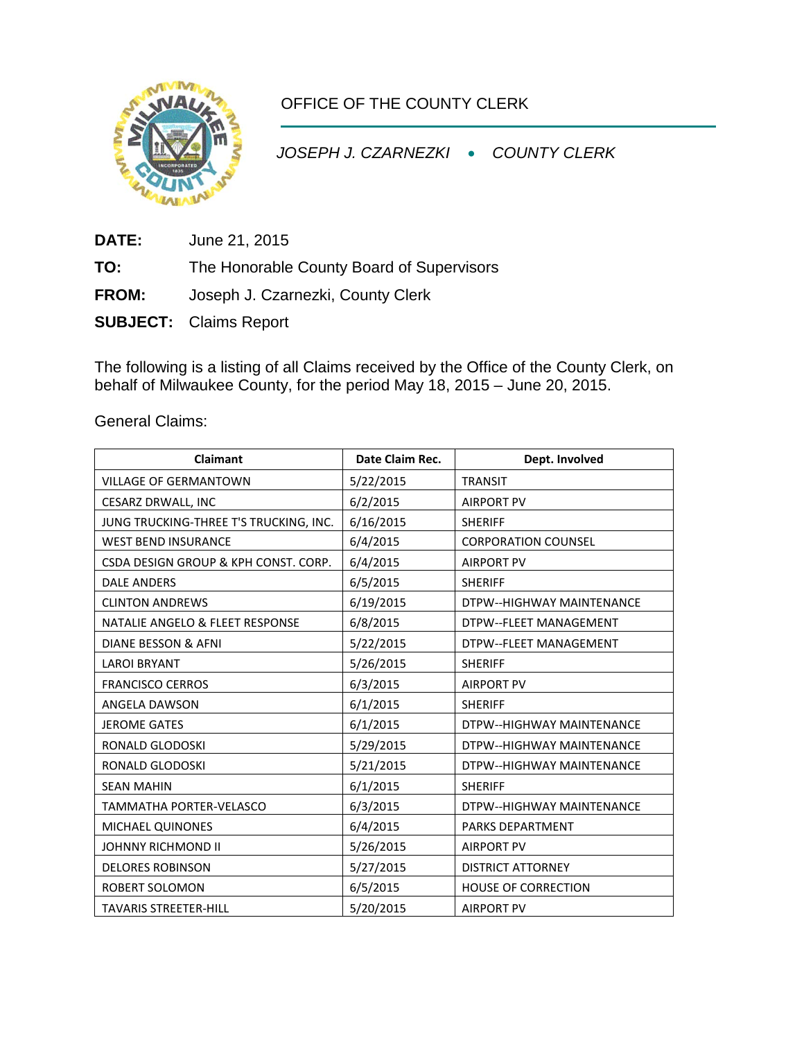OFFICE OF THE COUNTY CLERK

*JOSEPH J. CZARNEZKI • COUNTY CLERK*

**DATE:** June 21, 2015

**TO:** The Honorable County Board of Supervisors

**FROM:** Joseph J. Czarnezki, County Clerk

**SUBJECT:** Claims Report

The following is a listing of all Claims received by the Office of the County Clerk, on behalf of Milwaukee County, for the period May 18, 2015 – June 20, 2015.

General Claims:

| Claimant | Date Claim Rec. | Dept. Involved |
|---|---|---|
| VILLAGE OF GERMANTOWN | 5/22/2015 | TRANSIT |
| CESARZ DRWALL, INC | 6/2/2015 | AIRPORT PV |
| JUNG TRUCKING-THREE T'S TRUCKING, INC. | 6/16/2015 | SHERIFF |
| WEST BEND INSURANCE | 6/4/2015 | CORPORATION COUNSEL |
| CSDA DESIGN GROUP & KPH CONST. CORP. | 6/4/2015 | AIRPORT PV |
| DALE ANDERS | 6/5/2015 | SHERIFF |
| CLINTON ANDREWS | 6/19/2015 | DTPW--HIGHWAY MAINTENANCE |
| NATALIE ANGELO & FLEET RESPONSE | 6/8/2015 | DTPW--FLEET MANAGEMENT |
| DIANE BESSON & AFNI | 5/22/2015 | DTPW--FLEET MANAGEMENT |
| LAROI BRYANT | 5/26/2015 | SHERIFF |
| FRANCISCO CERROS | 6/3/2015 | AIRPORT PV |
| ANGELA DAWSON | 6/1/2015 | SHERIFF |
| JEROME GATES | 6/1/2015 | DTPW--HIGHWAY MAINTENANCE |
| RONALD GLODOSKI | 5/29/2015 | DTPW--HIGHWAY MAINTENANCE |
| RONALD GLODOSKI | 5/21/2015 | DTPW--HIGHWAY MAINTENANCE |
| SEAN MAHIN | 6/1/2015 | SHERIFF |
| TAMMATHA PORTER-VELASCO | 6/3/2015 | DTPW--HIGHWAY MAINTENANCE |
| MICHAEL QUINONES | 6/4/2015 | PARKS DEPARTMENT |
| JOHNNY RICHMOND II | 5/26/2015 | AIRPORT PV |
| DELORES ROBINSON | 5/27/2015 | DISTRICT ATTORNEY |
| ROBERT SOLOMON | 6/5/2015 | HOUSE OF CORRECTION |
| TAVARIS STREETER-HILL | 5/20/2015 | AIRPORT PV |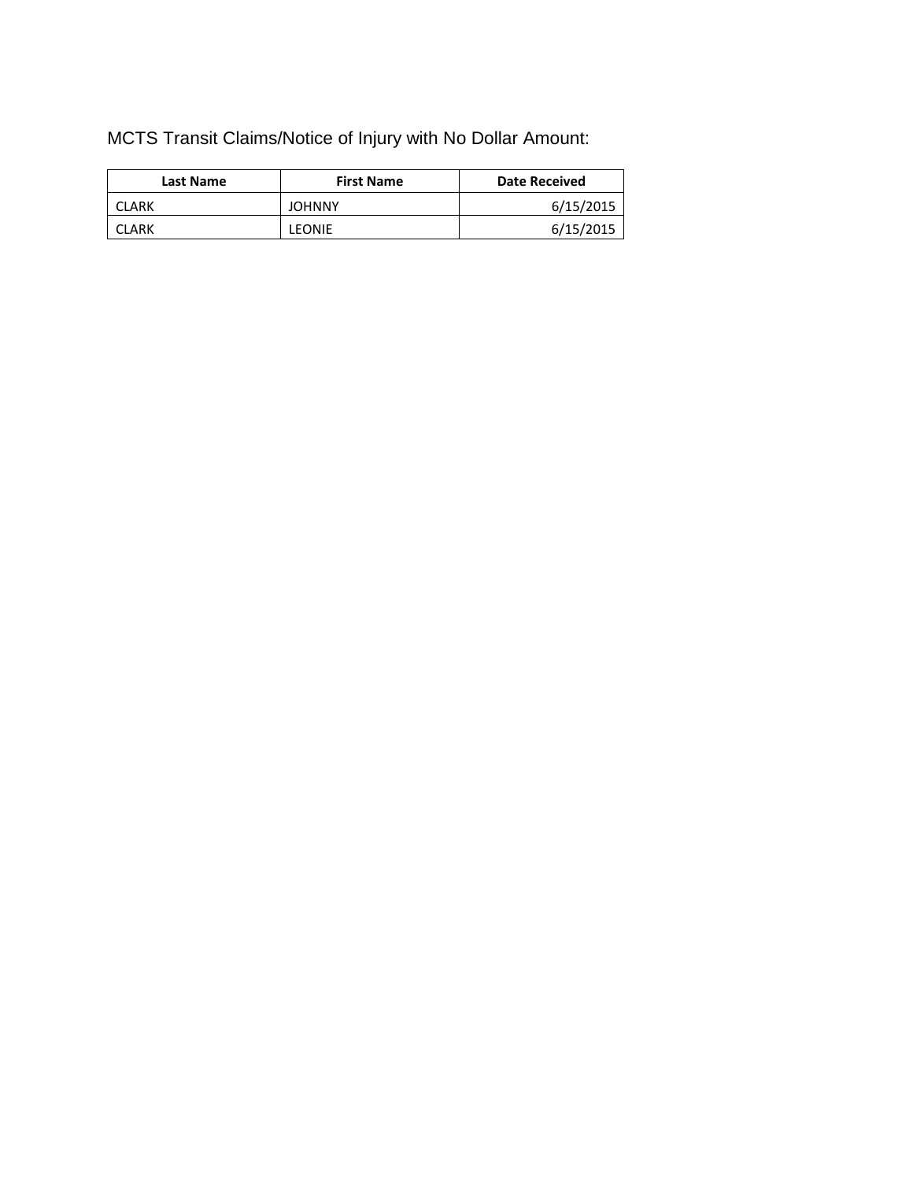MCTS Transit Claims/Notice of Injury with No Dollar Amount:

| Last Name | First Name | Date Received |
| --- | --- | --- |
| CLARK | JOHNNY | 6/15/2015 |
| CLARK | LEONIE | 6/15/2015 |